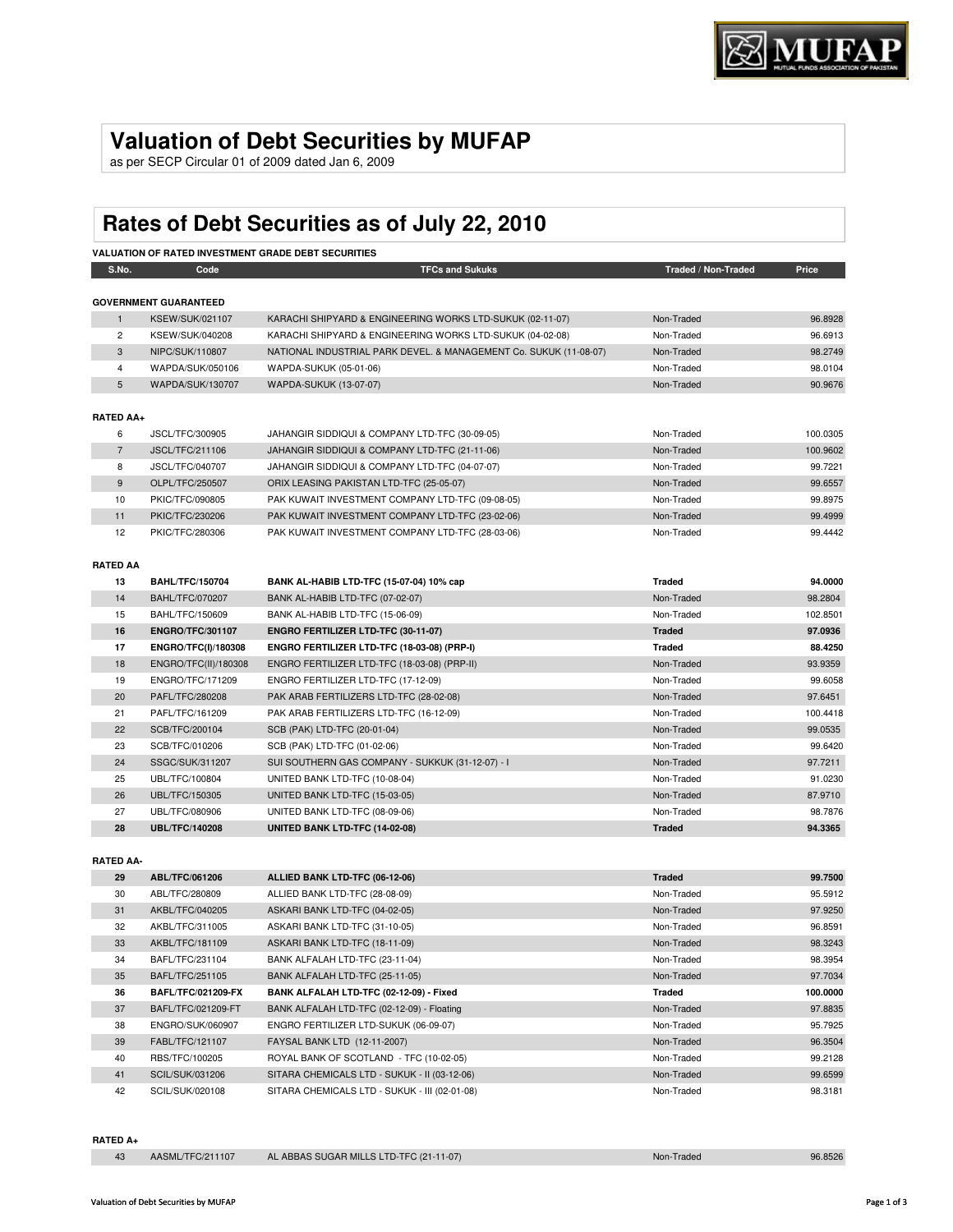# Valuation of Debt Securities by MUFAP

as per SECP Circular 01 of 2009 dated Jan 6, 2009

# Rates of Debt Securities as of July 22, 2010

**VALUATION OF RATED INVESTMENT GRADE DEBT SECURITIES**

| S.No. | Code | TFCs and Sukuks | Traded / Non-Traded | Price |
|---|---|---|---|---|
| **GOVERNMENT GUARANTEED** | | | | |
| 1 | KSEW/SUK/021107 | KARACHI SHIPYARD & ENGINEERING WORKS LTD-SUKUK (02-11-07) | Non-Traded | 96.8928 |
| 2 | KSEW/SUK/040208 | KARACHI SHIPYARD & ENGINEERING WORKS LTD-SUKUK (04-02-08) | Non-Traded | 96.6913 |
| 3 | NIPC/SUK/110807 | NATIONAL INDUSTRIAL PARK DEVEL. & MANAGEMENT Co. SUKUK (11-08-07) | Non-Traded | 98.2749 |
| 4 | WAPDA/SUK/050106 | WAPDA-SUKUK (05-01-06) | Non-Traded | 98.0104 |
| 5 | WAPDA/SUK/130707 | WAPDA-SUKUK (13-07-07) | Non-Traded | 90.9676 |
| **RATED AA+** | | | | |
| 6 | JSCL/TFC/300905 | JAHANGIR SIDDIQUI & COMPANY LTD-TFC (30-09-05) | Non-Traded | 100.0305 |
| 7 | JSCL/TFC/211106 | JAHANGIR SIDDIQUI & COMPANY LTD-TFC (21-11-06) | Non-Traded | 100.9602 |
| 8 | JSCL/TFC/040707 | JAHANGIR SIDDIQUI & COMPANY LTD-TFC (04-07-07) | Non-Traded | 99.7221 |
| 9 | OLPL/TFC/250507 | ORIX LEASING PAKISTAN LTD-TFC (25-05-07) | Non-Traded | 99.6557 |
| 10 | PKIC/TFC/090805 | PAK KUWAIT INVESTMENT COMPANY LTD-TFC (09-08-05) | Non-Traded | 99.8975 |
| 11 | PKIC/TFC/230206 | PAK KUWAIT INVESTMENT COMPANY LTD-TFC (23-02-06) | Non-Traded | 99.4999 |
| 12 | PKIC/TFC/280306 | PAK KUWAIT INVESTMENT COMPANY LTD-TFC (28-03-06) | Non-Traded | 99.4442 |
| **RATED AA** | | | | |
| **13** | **BAHL/TFC/150704** | **BANK AL-HABIB LTD-TFC (15-07-04) 10% cap** | **Traded** | **94.0000** |
| 14 | BAHL/TFC/070207 | BANK AL-HABIB LTD-TFC (07-02-07) | Non-Traded | 98.2804 |
| 15 | BAHL/TFC/150609 | BANK AL-HABIB LTD-TFC (15-06-09) | Non-Traded | 102.8501 |
| **16** | **ENGRO/TFC/301107** | **ENGRO FERTILIZER LTD-TFC (30-11-07)** | **Traded** | **97.0936** |
| **17** | **ENGRO/TFC(I)/180308** | **ENGRO FERTILIZER LTD-TFC (18-03-08) (PRP-I)** | **Traded** | **88.4250** |
| 18 | ENGRO/TFC(II)/180308 | ENGRO FERTILIZER LTD-TFC (18-03-08) (PRP-II) | Non-Traded | 93.9359 |
| 19 | ENGRO/TFC/171209 | ENGRO FERTILIZER LTD-TFC (17-12-09) | Non-Traded | 99.6058 |
| 20 | PAFL/TFC/280208 | PAK ARAB FERTILIZERS LTD-TFC (28-02-08) | Non-Traded | 97.6451 |
| 21 | PAFL/TFC/161209 | PAK ARAB FERTILIZERS LTD-TFC (16-12-09) | Non-Traded | 100.4418 |
| 22 | SCB/TFC/200104 | SCB (PAK) LTD-TFC (20-01-04) | Non-Traded | 99.0535 |
| 23 | SCB/TFC/010206 | SCB (PAK) LTD-TFC (01-02-06) | Non-Traded | 99.6420 |
| 24 | SSGC/SUK/311207 | SUI SOUTHERN GAS COMPANY - SUKKUK (31-12-07) - I | Non-Traded | 97.7211 |
| 25 | UBL/TFC/100804 | UNITED BANK LTD-TFC (10-08-04) | Non-Traded | 91.0230 |
| 26 | UBL/TFC/150305 | UNITED BANK LTD-TFC (15-03-05) | Non-Traded | 87.9710 |
| 27 | UBL/TFC/080906 | UNITED BANK LTD-TFC (08-09-06) | Non-Traded | 98.7876 |
| **28** | **UBL/TFC/140208** | **UNITED BANK LTD-TFC (14-02-08)** | **Traded** | **94.3365** |
| **RATED AA-** | | | | |
| **29** | **ABL/TFC/061206** | **ALLIED BANK LTD-TFC (06-12-06)** | **Traded** | **99.7500** |
| 30 | ABL/TFC/280809 | ALLIED BANK LTD-TFC (28-08-09) | Non-Traded | 95.5912 |
| 31 | AKBL/TFC/040205 | ASKARI BANK LTD-TFC (04-02-05) | Non-Traded | 97.9250 |
| 32 | AKBL/TFC/311005 | ASKARI BANK LTD-TFC (31-10-05) | Non-Traded | 96.8591 |
| 33 | AKBL/TFC/181109 | ASKARI BANK LTD-TFC (18-11-09) | Non-Traded | 98.3243 |
| 34 | BAFL/TFC/231104 | BANK ALFALAH LTD-TFC (23-11-04) | Non-Traded | 98.3954 |
| 35 | BAFL/TFC/251105 | BANK ALFALAH LTD-TFC (25-11-05) | Non-Traded | 97.7034 |
| **36** | **BAFL/TFC/021209-FX** | **BANK ALFALAH LTD-TFC (02-12-09) - Fixed** | **Traded** | **100.0000** |
| 37 | BAFL/TFC/021209-FT | BANK ALFALAH LTD-TFC (02-12-09) - Floating | Non-Traded | 97.8835 |
| 38 | ENGRO/SUK/060907 | ENGRO FERTILIZER LTD-SUKUK (06-09-07) | Non-Traded | 95.7925 |
| 39 | FABL/TFC/121107 | FAYSAL BANK LTD (12-11-2007) | Non-Traded | 96.3504 |
| 40 | RBS/TFC/100205 | ROYAL BANK OF SCOTLAND - TFC (10-02-05) | Non-Traded | 99.2128 |
| 41 | SCIL/SUK/031206 | SITARA CHEMICALS LTD - SUKUK - II (03-12-06) | Non-Traded | 99.6599 |
| 42 | SCIL/SUK/020108 | SITARA CHEMICALS LTD - SUKUK - III (02-01-08) | Non-Traded | 98.3181 |
| **RATED A+** | | | | |
| 43 | AASML/TFC/211107 | AL ABBAS SUGAR MILLS LTD-TFC (21-11-07) | Non-Traded | 96.8526 |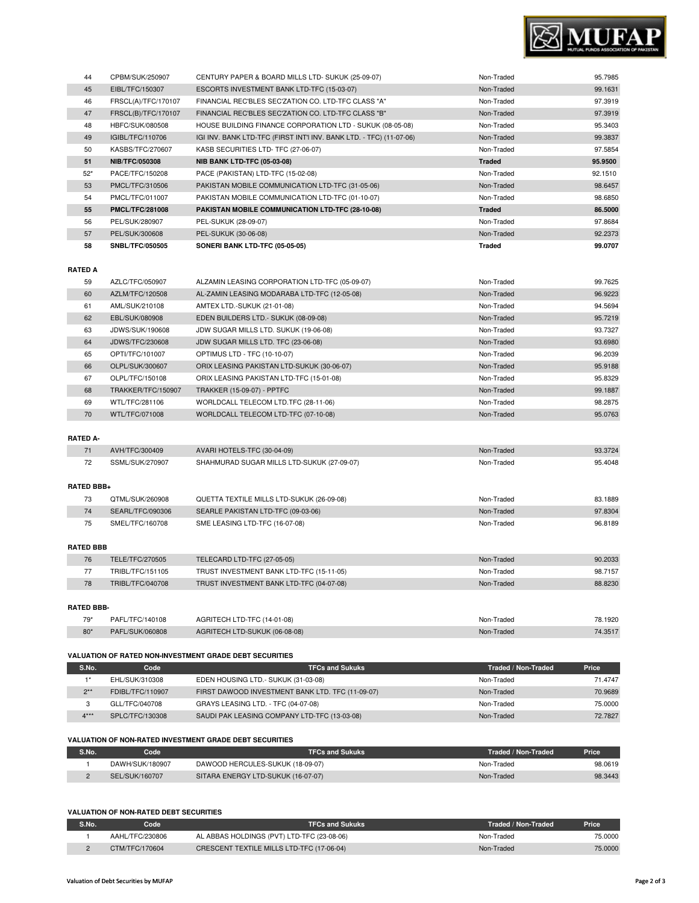| S.No. | Code | TFCs and Sukuks | Traded / Non-Traded | Price |
|---|---|---|---|---|
| 44 | CPBM/SUK/250907 | CENTURY PAPER & BOARD MILLS LTD- SUKUK (25-09-07) | Non-Traded | 95.7985 |
| 45 | EIBL/TFC/150307 | ESCORTS INVESTMENT BANK LTD-TFC (15-03-07) | Non-Traded | 99.1631 |
| 46 | FRSCL(A)/TFC/170107 | FINANCIAL REC'BLES SEC'ZATION CO. LTD-TFC CLASS "A" | Non-Traded | 97.3919 |
| 47 | FRSCL(B)/TFC/170107 | FINANCIAL REC'BLES SEC'ZATION CO. LTD-TFC CLASS "B" | Non-Traded | 97.3919 |
| 48 | HBFC/SUK/080508 | HOUSE BUILDING FINANCE CORPORATION LTD - SUKUK (08-05-08) | Non-Traded | 95.3403 |
| 49 | IGIBL/TFC/110706 | IGI INV. BANK LTD-TFC (FIRST INT'l INV. BANK LTD. - TFC) (11-07-06) | Non-Traded | 99.3837 |
| 50 | KASBS/TFC/270607 | KASB SECURITIES LTD- TFC (27-06-07) | Non-Traded | 97.5854 |
| **51** | **NIB/TFC/050308** | **NIB BANK LTD-TFC (05-03-08)** | **Traded** | **95.9500** |
| 52* | PACE/TFC/150208 | PACE (PAKISTAN) LTD-TFC (15-02-08) | Non-Traded | 92.1510 |
| 53 | PMCL/TFC/310506 | PAKISTAN MOBILE COMMUNICATION LTD-TFC (31-05-06) | Non-Traded | 98.6457 |
| 54 | PMCL/TFC/011007 | PAKISTAN MOBILE COMMUNICATION LTD-TFC (01-10-07) | Non-Traded | 98.6850 |
| **55** | **PMCL/TFC/281008** | **PAKISTAN MOBILE COMMUNICATION LTD-TFC (28-10-08)** | **Traded** | **86.5000** |
| 56 | PEL/SUK/280907 | PEL-SUKUK (28-09-07) | Non-Traded | 97.8684 |
| 57 | PEL/SUK/300608 | PEL-SUKUK (30-06-08) | Non-Traded | 92.2373 |
| **58** | **SNBL/TFC/050505** | **SONERI BANK LTD-TFC (05-05-05)** | **Traded** | **99.0707** |

**RATED A**

| S.No. | Code | TFCs and Sukuks | Traded / Non-Traded | Price |
|---|---|---|---|---|
| 59 | AZLC/TFC/050907 | ALZAMIN LEASING CORPORATION LTD-TFC (05-09-07) | Non-Traded | 99.7625 |
| 60 | AZLM/TFC/120508 | AL-ZAMIN LEASING MODARABA LTD-TFC (12-05-08) | Non-Traded | 96.9223 |
| 61 | AML/SUK/210108 | AMTEX LTD.-SUKUK (21-01-08) | Non-Traded | 94.5694 |
| 62 | EBL/SUK/080908 | EDEN BUILDERS LTD.- SUKUK (08-09-08) | Non-Traded | 95.7219 |
| 63 | JDWS/SUK/190608 | JDW SUGAR MILLS LTD. SUKUK (19-06-08) | Non-Traded | 93.7327 |
| 64 | JDWS/TFC/230608 | JDW SUGAR MILLS LTD. TFC (23-06-08) | Non-Traded | 93.6980 |
| 65 | OPTI/TFC/101007 | OPTIMUS LTD - TFC (10-10-07) | Non-Traded | 96.2039 |
| 66 | OLPL/SUK/300607 | ORIX LEASING PAKISTAN LTD-SUKUK (30-06-07) | Non-Traded | 95.9188 |
| 67 | OLPL/TFC/150108 | ORIX LEASING PAKISTAN LTD-TFC (15-01-08) | Non-Traded | 95.8329 |
| 68 | TRAKKER/TFC/150907 | TRAKKER (15-09-07) - PPTFC | Non-Traded | 99.1887 |
| 69 | WTL/TFC/281106 | WORLDCALL TELECOM LTD.TFC (28-11-06) | Non-Traded | 98.2875 |
| 70 | WTL/TFC/071008 | WORLDCALL TELECOM LTD-TFC (07-10-08) | Non-Traded | 95.0763 |

**RATED A-**

| S.No. | Code | TFCs and Sukuks | Traded / Non-Traded | Price |
|---|---|---|---|---|
| 71 | AVH/TFC/300409 | AVARI HOTELS-TFC (30-04-09) | Non-Traded | 93.3724 |
| 72 | SSML/SUK/270907 | SHAHMURAD SUGAR MILLS LTD-SUKUK (27-09-07) | Non-Traded | 95.4048 |

**RATED BBB+**

| S.No. | Code | TFCs and Sukuks | Traded / Non-Traded | Price |
|---|---|---|---|---|
| 73 | QTML/SUK/260908 | QUETTA TEXTILE MILLS LTD-SUKUK (26-09-08) | Non-Traded | 83.1889 |
| 74 | SEARL/TFC/090306 | SEARLE PAKISTAN LTD-TFC (09-03-06) | Non-Traded | 97.8304 |
| 75 | SMEL/TFC/160708 | SME LEASING LTD-TFC (16-07-08) | Non-Traded | 96.8189 |

**RATED BBB**

| S.No. | Code | TFCs and Sukuks | Traded / Non-Traded | Price |
|---|---|---|---|---|
| 76 | TELE/TFC/270505 | TELECARD LTD-TFC (27-05-05) | Non-Traded | 90.2033 |
| 77 | TRIBL/TFC/151105 | TRUST INVESTMENT BANK LTD-TFC (15-11-05) | Non-Traded | 98.7157 |
| 78 | TRIBL/TFC/040708 | TRUST INVESTMENT BANK LTD-TFC (04-07-08) | Non-Traded | 88.8230 |

**RATED BBB-**

| S.No. | Code | TFCs and Sukuks | Traded / Non-Traded | Price |
|---|---|---|---|---|
| 79* | PAFL/TFC/140108 | AGRITECH LTD-TFC (14-01-08) | Non-Traded | 78.1920 |
| 80* | PAFL/SUK/060808 | AGRITECH LTD-SUKUK (06-08-08) | Non-Traded | 74.3517 |

### VALUATION OF RATED NON-INVESTMENT GRADE DEBT SECURITIES

| S.No. | Code | TFCs and Sukuks | Traded / Non-Traded | Price |
|---|---|---|---|---|
| 1* | EHL/SUK/310308 | EDEN HOUSING LTD.- SUKUK (31-03-08) | Non-Traded | 71.4747 |
| 2** | FDIBL/TFC/110907 | FIRST DAWOOD INVESTMENT BANK LTD. TFC (11-09-07) | Non-Traded | 70.9689 |
| 3 | GLL/TFC/040708 | GRAYS LEASING LTD. - TFC (04-07-08) | Non-Traded | 75.0000 |
| 4*** | SPLC/TFC/130308 | SAUDI PAK LEASING COMPANY LTD-TFC (13-03-08) | Non-Traded | 72.7827 |

### VALUATION OF NON-RATED INVESTMENT GRADE DEBT SECURITIES

| S.No. | Code | TFCs and Sukuks | Traded / Non-Traded | Price |
|---|---|---|---|---|
| 1 | DAWH/SUK/180907 | DAWOOD HERCULES-SUKUK (18-09-07) | Non-Traded | 98.0619 |
| 2 | SEL/SUK/160707 | SITARA ENERGY LTD-SUKUK (16-07-07) | Non-Traded | 98.3443 |

### VALUATION OF NON-RATED DEBT SECURITIES

| S.No. | Code | TFCs and Sukuks | Traded / Non-Traded | Price |
|---|---|---|---|---|
| 1 | AAHL/TFC/230806 | AL ABBAS HOLDINGS (PVT) LTD-TFC (23-08-06) | Non-Traded | 75.0000 |
| 2 | CTM/TFC/170604 | CRESCENT TEXTILE MILLS LTD-TFC (17-06-04) | Non-Traded | 75.0000 |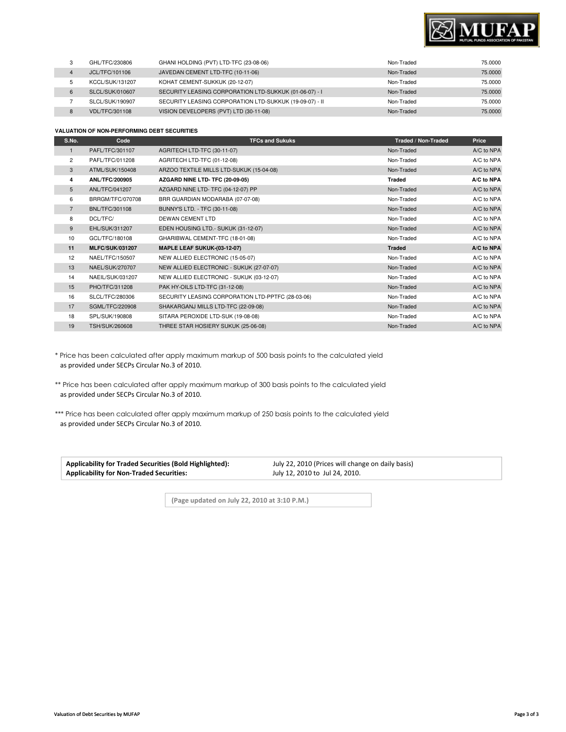| | | | | |
|---|---|---|---|---|
| 3 | GHL/TFC/230806 | GHANI HOLDING (PVT) LTD-TFC (23-08-06) | Non-Traded | 75.0000 |
| 4 | JCL/TFC/101106 | JAVEDAN CEMENT LTD-TFC (10-11-06) | Non-Traded | 75.0000 |
| 5 | KCCL/SUK/131207 | KOHAT CEMENT-SUKKUK (20-12-07) | Non-Traded | 75.0000 |
| 6 | SLCL/SUK/010607 | SECURITY LEASING CORPORATION LTD-SUKKUK (01-06-07) - I | Non-Traded | 75.0000 |
| 7 | SLCL/SUK/190907 | SECURITY LEASING CORPORATION LTD-SUKKUK (19-09-07) - II | Non-Traded | 75.0000 |
| 8 | VDL/TFC/301108 | VISION DEVELOPERS (PVT) LTD (30-11-08) | Non-Traded | 75.0000 |

**VALUATION OF NON-PERFORMING DEBT SECURITIES**

| S.No. | Code | TFCs and Sukuks | Traded / Non-Traded | Price |
|---|---|---|---|---|
| 1 | PAFL/TFC/301107 | AGRITECH LTD-TFC (30-11-07) | Non-Traded | A/C to NPA |
| 2 | PAFL/TFC/011208 | AGRITECH LTD-TFC (01-12-08) | Non-Traded | A/C to NPA |
| 3 | ATML/SUK/150408 | ARZOO TEXTILE MILLS LTD-SUKUK (15-04-08) | Non-Traded | A/C to NPA |
| **4** | **ANL/TFC/200905** | **AZGARD NINE LTD- TFC (20-09-05)** | **Traded** | **A/C to NPA** |
| 5 | ANL/TFC/041207 | AZGARD NINE LTD- TFC (04-12-07) PP | Non-Traded | A/C to NPA |
| 6 | BRRGM/TFC/070708 | BRR GUARDIAN MODARABA (07-07-08) | Non-Traded | A/C to NPA |
| 7 | BNL/TFC/301108 | BUNNY'S LTD. - TFC (30-11-08) | Non-Traded | A/C to NPA |
| 8 | DCL/TFC/ | DEWAN CEMENT LTD | Non-Traded | A/C to NPA |
| 9 | EHL/SUK/311207 | EDEN HOUSING LTD.- SUKUK (31-12-07) | Non-Traded | A/C to NPA |
| 10 | GCL/TFC/180108 | GHARIBWAL CEMENT-TFC (18-01-08) | Non-Traded | A/C to NPA |
| **11** | **MLFC/SUK/031207** | **MAPLE LEAF SUKUK-(03-12-07)** | **Traded** | **A/C to NPA** |
| 12 | NAEL/TFC/150507 | NEW ALLIED ELECTRONIC (15-05-07) | Non-Traded | A/C to NPA |
| 13 | NAEL/SUK/270707 | NEW ALLIED ELECTRONIC - SUKUK (27-07-07) | Non-Traded | A/C to NPA |
| 14 | NAEIL/SUK/031207 | NEW ALLIED ELECTRONIC - SUKUK (03-12-07) | Non-Traded | A/C to NPA |
| 15 | PHO/TFC/311208 | PAK HY-OILS LTD-TFC (31-12-08) | Non-Traded | A/C to NPA |
| 16 | SLCL/TFC/280306 | SECURITY LEASING CORPORATION LTD-PPTFC (28-03-06) | Non-Traded | A/C to NPA |
| 17 | SGML/TFC/220908 | SHAKARGANJ MILLS LTD-TFC (22-09-08) | Non-Traded | A/C to NPA |
| 18 | SPL/SUK/190808 | SITARA PEROXIDE LTD-SUK (19-08-08) | Non-Traded | A/C to NPA |
| 19 | TSH/SUK/260608 | THREE STAR HOSIERY SUKUK (25-06-08) | Non-Traded | A/C to NPA |

* Price has been calculated after apply maximum markup of 500 basis points to the calculated yield as provided under SECPs Circular No.3 of 2010.

** Price has been calculated after apply maximum markup of 300 basis points to the calculated yield as provided under SECPs Circular No.3 of 2010.

*** Price has been calculated after apply maximum markup of 250 basis points to the calculated yield as provided under SECPs Circular No.3 of 2010.

| | |
|---|---|
| **Applicability for Traded Securities (Bold Highlighted):** | July 22, 2010 (Prices will change on daily basis) |
| **Applicability for Non-Traded Securities:** | July 12, 2010 to Jul 24, 2010. |

**(Page updated on July 22, 2010 at 3:10 P.M.)**